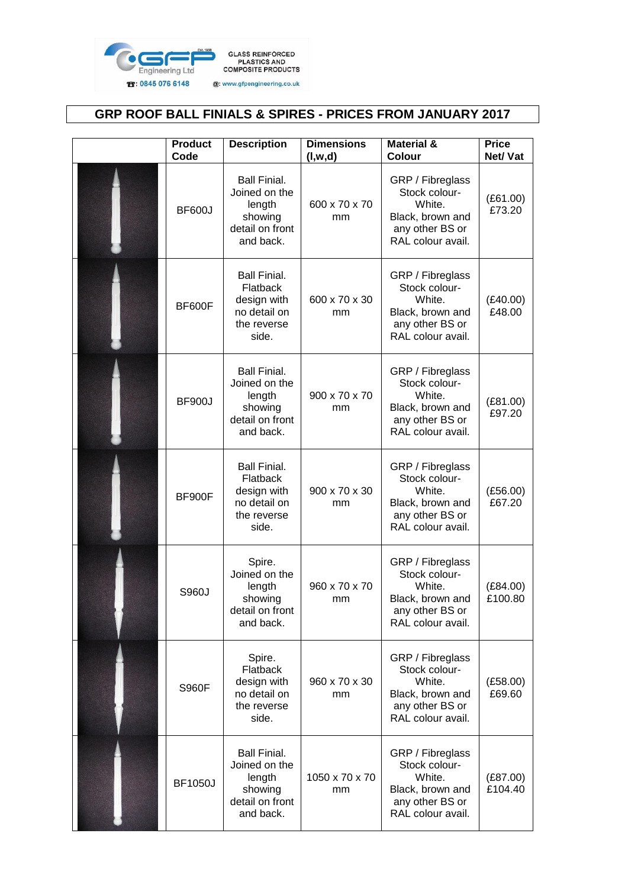GFP Engineering Ltd — GLASS REINFORCED PLASTICS AND COMPOSITE PRODUCTS

☎: 0845 076 6148 @: www.gfpengineering.co.uk

# GRP ROOF BALL FINIALS & SPIRES - PRICES FROM JANUARY 2017

| | Product Code | Description | Dimensions (l,w,d) | Material & Colour | Price Net/ Vat |
|---|---|---|---|---|---|
| | BF600J | Ball Finial. Joined on the length showing detail on front and back. | 600 x 70 x 70 mm | GRP / Fibreglass Stock colour- White. Black, brown and any other BS or RAL colour avail. | (£61.00) £73.20 |
| | BF600F | Ball Finial. Flatback design with no detail on the reverse side. | 600 x 70 x 30 mm | GRP / Fibreglass Stock colour- White. Black, brown and any other BS or RAL colour avail. | (£40.00) £48.00 |
| | BF900J | Ball Finial. Joined on the length showing detail on front and back. | 900 x 70 x 70 mm | GRP / Fibreglass Stock colour- White. Black, brown and any other BS or RAL colour avail. | (£81.00) £97.20 |
| | BF900F | Ball Finial. Flatback design with no detail on the reverse side. | 900 x 70 x 30 mm | GRP / Fibreglass Stock colour- White. Black, brown and any other BS or RAL colour avail. | (£56.00) £67.20 |
| | S960J | Spire. Joined on the length showing detail on front and back. | 960 x 70 x 70 mm | GRP / Fibreglass Stock colour- White. Black, brown and any other BS or RAL colour avail. | (£84.00) £100.80 |
| | S960F | Spire. Flatback design with no detail on the reverse side. | 960 x 70 x 30 mm | GRP / Fibreglass Stock colour- White. Black, brown and any other BS or RAL colour avail. | (£58.00) £69.60 |
| | BF1050J | Ball Finial. Joined on the length showing detail on front and back. | 1050 x 70 x 70 mm | GRP / Fibreglass Stock colour- White. Black, brown and any other BS or RAL colour avail. | (£87.00) £104.40 |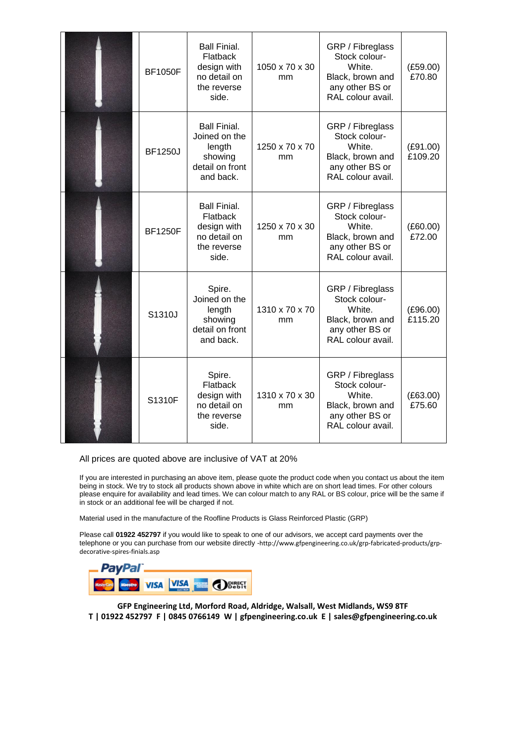| | | | | | |
|---|---|---|---|---|---|
| | BF1050F | Ball Finial. Flatback design with no detail on the reverse side. | 1050 x 70 x 30 mm | GRP / Fibreglass Stock colour- White. Black, brown and any other BS or RAL colour avail. | (£59.00) £70.80 |
| | BF1250J | Ball Finial. Joined on the length showing detail on front and back. | 1250 x 70 x 70 mm | GRP / Fibreglass Stock colour- White. Black, brown and any other BS or RAL colour avail. | (£91.00) £109.20 |
| | BF1250F | Ball Finial. Flatback design with no detail on the reverse side. | 1250 x 70 x 30 mm | GRP / Fibreglass Stock colour- White. Black, brown and any other BS or RAL colour avail. | (£60.00) £72.00 |
| | S1310J | Spire. Joined on the length showing detail on front and back. | 1310 x 70 x 70 mm | GRP / Fibreglass Stock colour- White. Black, brown and any other BS or RAL colour avail. | (£96.00) £115.20 |
| | S1310F | Spire. Flatback design with no detail on the reverse side. | 1310 x 70 x 30 mm | GRP / Fibreglass Stock colour- White. Black, brown and any other BS or RAL colour avail. | (£63.00) £75.60 |

All prices are quoted above are inclusive of VAT at 20%

If you are interested in purchasing an above item, please quote the product code when you contact us about the item being in stock. We try to stock all products shown above in white which are on short lead times. For other colours please enquire for availability and lead times. We can colour match to any RAL or BS colour, price will be the same if in stock or an additional fee will be charged if not.

Material used in the manufacture of the Roofline Products is Glass Reinforced Plastic (GRP)

Please call **01922 452797** if you would like to speak to one of our advisors, we accept card payments over the telephone or you can purchase from our website directly -http://www.gfpengineering.co.uk/grp-fabricated-products/grp-decorative-spires-finials.asp

PayPal

MasterCard Maestro VISA VISA ELECTRON DIRECT Debit

**GFP Engineering Ltd, Morford Road, Aldridge, Walsall, West Midlands, WS9 8TF**
**T | 01922 452797 F | 0845 0766149 W | gfpengineering.co.uk E | sales@gfpengineering.co.uk**